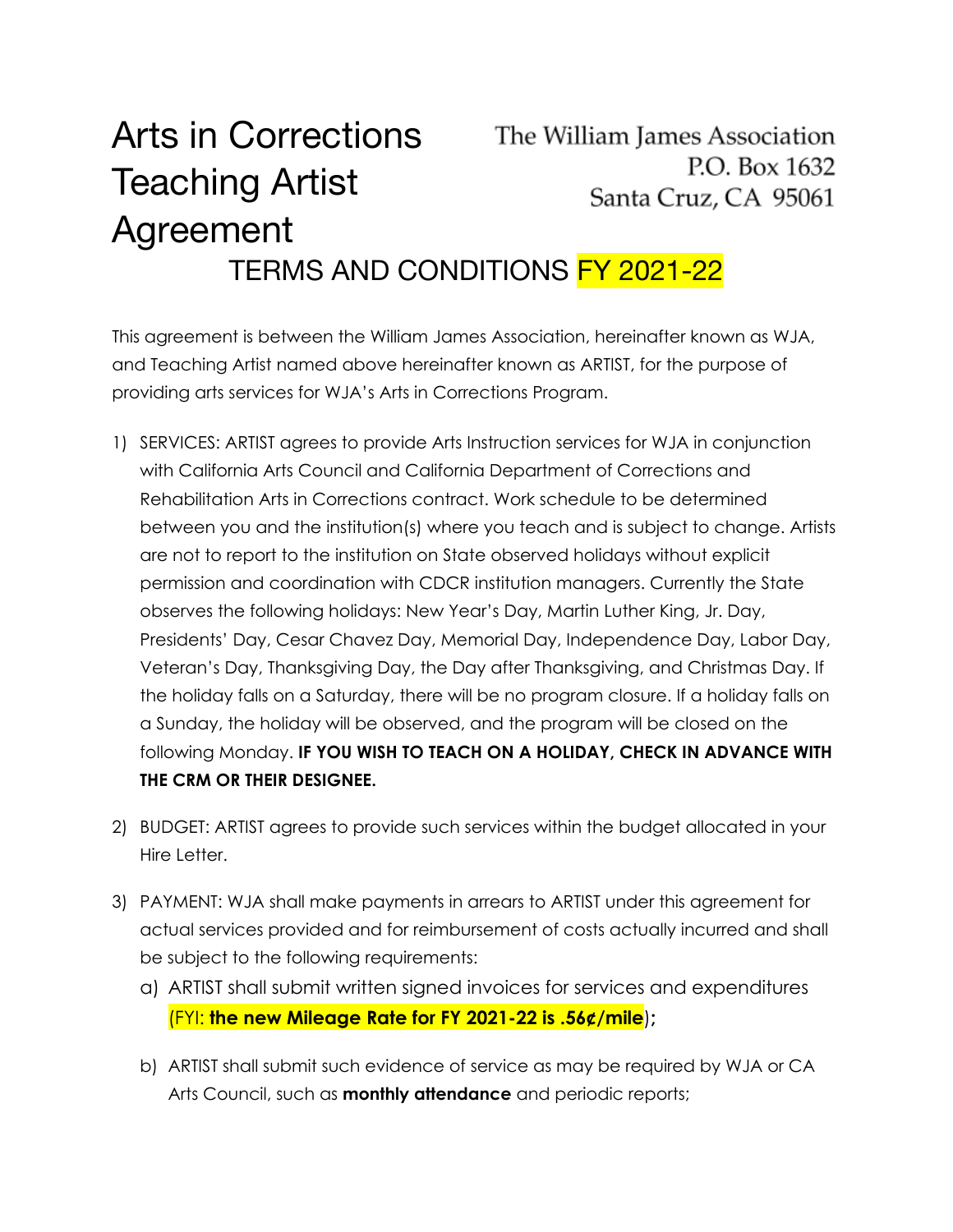# Arts in Corrections Teaching Artist Agreement

The William James Association
P.O. Box 1632
Santa Cruz, CA 95061

## TERMS AND CONDITIONS FY 2021-22

This agreement is between the William James Association, hereinafter known as WJA, and Teaching Artist named above hereinafter known as ARTIST, for the purpose of providing arts services for WJA's Arts in Corrections Program.

1) SERVICES: ARTIST agrees to provide Arts Instruction services for WJA in conjunction with California Arts Council and California Department of Corrections and Rehabilitation Arts in Corrections contract. Work schedule to be determined between you and the institution(s) where you teach and is subject to change. Artists are not to report to the institution on State observed holidays without explicit permission and coordination with CDCR institution managers. Currently the State observes the following holidays: New Year's Day, Martin Luther King, Jr. Day, Presidents' Day, Cesar Chavez Day, Memorial Day, Independence Day, Labor Day, Veteran's Day, Thanksgiving Day, the Day after Thanksgiving, and Christmas Day. If the holiday falls on a Saturday, there will be no program closure. If a holiday falls on a Sunday, the holiday will be observed, and the program will be closed on the following Monday. **IF YOU WISH TO TEACH ON A HOLIDAY, CHECK IN ADVANCE WITH THE CRM OR THEIR DESIGNEE.**

2) BUDGET: ARTIST agrees to provide such services within the budget allocated in your Hire Letter.

3) PAYMENT: WJA shall make payments in arrears to ARTIST under this agreement for actual services provided and for reimbursement of costs actually incurred and shall be subject to the following requirements:
   a) ARTIST shall submit written signed invoices for services and expenditures (FYI: **the new Mileage Rate for FY 2021-22 is .56¢/mile**);
   b) ARTIST shall submit such evidence of service as may be required by WJA or CA Arts Council, such as **monthly attendance** and periodic reports;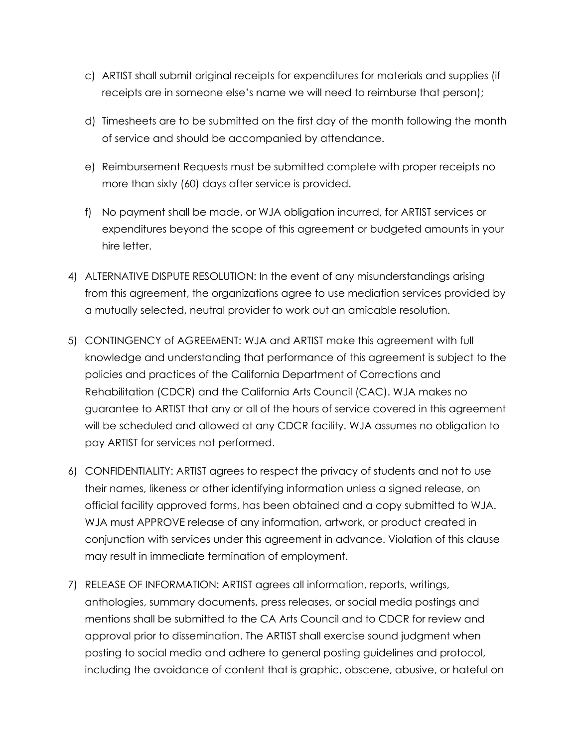c) ARTIST shall submit original receipts for expenditures for materials and supplies (if receipts are in someone else's name we will need to reimburse that person);

d) Timesheets are to be submitted on the first day of the month following the month of service and should be accompanied by attendance.

e) Reimbursement Requests must be submitted complete with proper receipts no more than sixty (60) days after service is provided.

f) No payment shall be made, or WJA obligation incurred, for ARTIST services or expenditures beyond the scope of this agreement or budgeted amounts in your hire letter.

4) ALTERNATIVE DISPUTE RESOLUTION: In the event of any misunderstandings arising from this agreement, the organizations agree to use mediation services provided by a mutually selected, neutral provider to work out an amicable resolution.

5) CONTINGENCY of AGREEMENT: WJA and ARTIST make this agreement with full knowledge and understanding that performance of this agreement is subject to the policies and practices of the California Department of Corrections and Rehabilitation (CDCR) and the California Arts Council (CAC). WJA makes no guarantee to ARTIST that any or all of the hours of service covered in this agreement will be scheduled and allowed at any CDCR facility. WJA assumes no obligation to pay ARTIST for services not performed.

6) CONFIDENTIALITY: ARTIST agrees to respect the privacy of students and not to use their names, likeness or other identifying information unless a signed release, on official facility approved forms, has been obtained and a copy submitted to WJA. WJA must APPROVE release of any information, artwork, or product created in conjunction with services under this agreement in advance. Violation of this clause may result in immediate termination of employment.

7) RELEASE OF INFORMATION: ARTIST agrees all information, reports, writings, anthologies, summary documents, press releases, or social media postings and mentions shall be submitted to the CA Arts Council and to CDCR for review and approval prior to dissemination. The ARTIST shall exercise sound judgment when posting to social media and adhere to general posting guidelines and protocol, including the avoidance of content that is graphic, obscene, abusive, or hateful on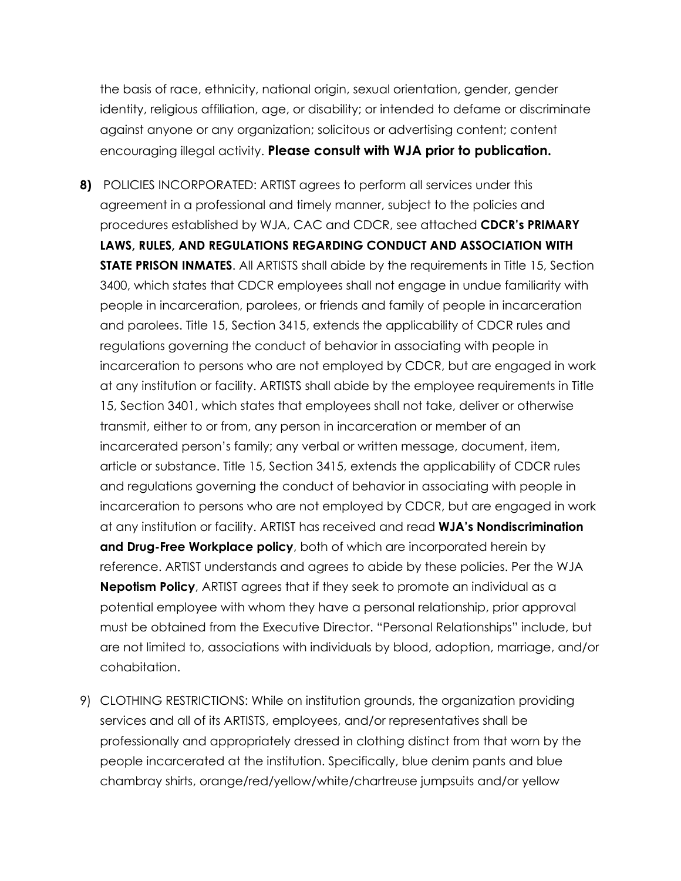the basis of race, ethnicity, national origin, sexual orientation, gender, gender identity, religious affiliation, age, or disability; or intended to defame or discriminate against anyone or any organization; solicitous or advertising content; content encouraging illegal activity. **Please consult with WJA prior to publication.**

**8)** POLICIES INCORPORATED: ARTIST agrees to perform all services under this agreement in a professional and timely manner, subject to the policies and procedures established by WJA, CAC and CDCR, see attached **CDCR's PRIMARY LAWS, RULES, AND REGULATIONS REGARDING CONDUCT AND ASSOCIATION WITH STATE PRISON INMATES**. All ARTISTS shall abide by the requirements in Title 15, Section 3400, which states that CDCR employees shall not engage in undue familiarity with people in incarceration, parolees, or friends and family of people in incarceration and parolees. Title 15, Section 3415, extends the applicability of CDCR rules and regulations governing the conduct of behavior in associating with people in incarceration to persons who are not employed by CDCR, but are engaged in work at any institution or facility. ARTISTS shall abide by the employee requirements in Title 15, Section 3401, which states that employees shall not take, deliver or otherwise transmit, either to or from, any person in incarceration or member of an incarcerated person's family; any verbal or written message, document, item, article or substance. Title 15, Section 3415, extends the applicability of CDCR rules and regulations governing the conduct of behavior in associating with people in incarceration to persons who are not employed by CDCR, but are engaged in work at any institution or facility. ARTIST has received and read **WJA's Nondiscrimination and Drug-Free Workplace policy**, both of which are incorporated herein by reference. ARTIST understands and agrees to abide by these policies. Per the WJA **Nepotism Policy**, ARTIST agrees that if they seek to promote an individual as a potential employee with whom they have a personal relationship, prior approval must be obtained from the Executive Director. "Personal Relationships" include, but are not limited to, associations with individuals by blood, adoption, marriage, and/or cohabitation.

9) CLOTHING RESTRICTIONS: While on institution grounds, the organization providing services and all of its ARTISTS, employees, and/or representatives shall be professionally and appropriately dressed in clothing distinct from that worn by the people incarcerated at the institution. Specifically, blue denim pants and blue chambray shirts, orange/red/yellow/white/chartreuse jumpsuits and/or yellow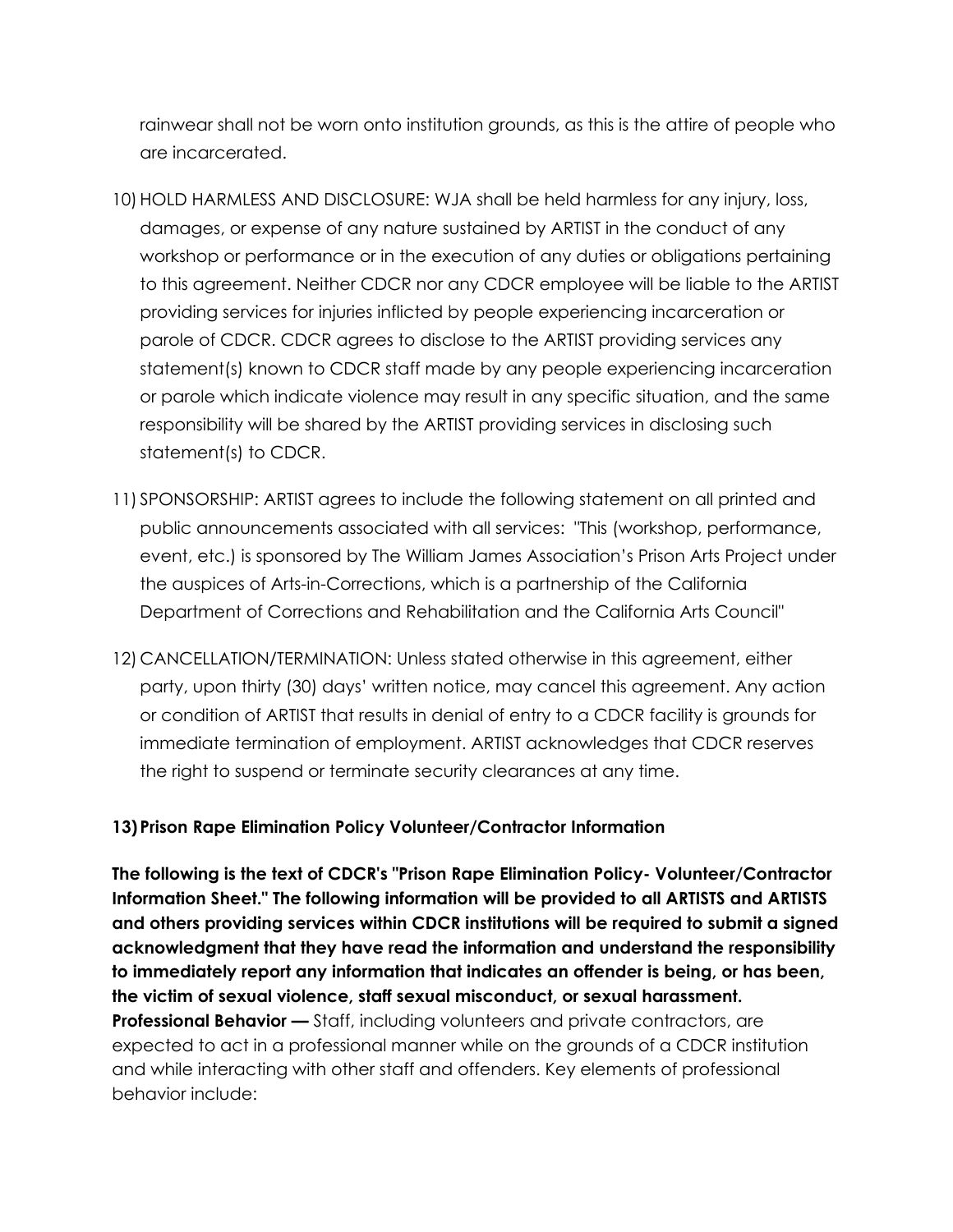rainwear shall not be worn onto institution grounds, as this is the attire of people who are incarcerated.

10) HOLD HARMLESS AND DISCLOSURE: WJA shall be held harmless for any injury, loss, damages, or expense of any nature sustained by ARTIST in the conduct of any workshop or performance or in the execution of any duties or obligations pertaining to this agreement. Neither CDCR nor any CDCR employee will be liable to the ARTIST providing services for injuries inflicted by people experiencing incarceration or parole of CDCR. CDCR agrees to disclose to the ARTIST providing services any statement(s) known to CDCR staff made by any people experiencing incarceration or parole which indicate violence may result in any specific situation, and the same responsibility will be shared by the ARTIST providing services in disclosing such statement(s) to CDCR.

11) SPONSORSHIP: ARTIST agrees to include the following statement on all printed and public announcements associated with all services: "This (workshop, performance, event, etc.) is sponsored by The William James Association's Prison Arts Project under the auspices of Arts-in-Corrections, which is a partnership of the California Department of Corrections and Rehabilitation and the California Arts Council"

12) CANCELLATION/TERMINATION: Unless stated otherwise in this agreement, either party, upon thirty (30) days' written notice, may cancel this agreement. Any action or condition of ARTIST that results in denial of entry to a CDCR facility is grounds for immediate termination of employment. ARTIST acknowledges that CDCR reserves the right to suspend or terminate security clearances at any time.

**13) Prison Rape Elimination Policy Volunteer/Contractor Information**

**The following is the text of CDCR's "Prison Rape Elimination Policy- Volunteer/Contractor Information Sheet." The following information will be provided to all ARTISTS and ARTISTS and others providing services within CDCR institutions will be required to submit a signed acknowledgment that they have read the information and understand the responsibility to immediately report any information that indicates an offender is being, or has been, the victim of sexual violence, staff sexual misconduct, or sexual harassment.**
**Professional Behavior —** Staff, including volunteers and private contractors, are expected to act in a professional manner while on the grounds of a CDCR institution and while interacting with other staff and offenders. Key elements of professional behavior include: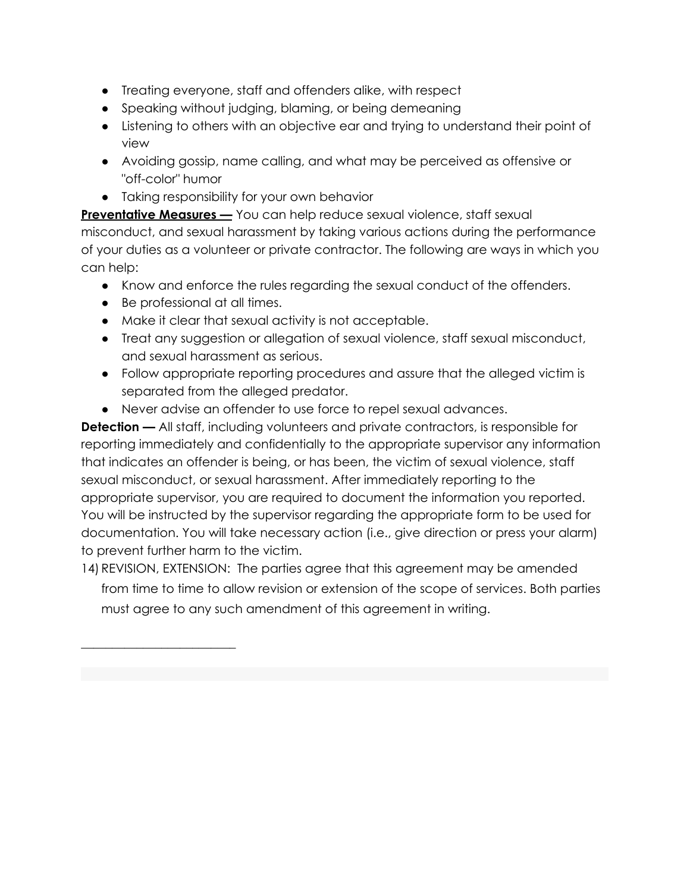- Treating everyone, staff and offenders alike, with respect
- Speaking without judging, blaming, or being demeaning
- Listening to others with an objective ear and trying to understand their point of view
- Avoiding gossip, name calling, and what may be perceived as offensive or "off-color" humor
- Taking responsibility for your own behavior

**<u>Preventative Measures —</u>** You can help reduce sexual violence, staff sexual misconduct, and sexual harassment by taking various actions during the performance of your duties as a volunteer or private contractor. The following are ways in which you can help:

- Know and enforce the rules regarding the sexual conduct of the offenders.
- Be professional at all times.
- Make it clear that sexual activity is not acceptable.
- Treat any suggestion or allegation of sexual violence, staff sexual misconduct, and sexual harassment as serious.
- Follow appropriate reporting procedures and assure that the alleged victim is separated from the alleged predator.
- Never advise an offender to use force to repel sexual advances.

**Detection —** All staff, including volunteers and private contractors, is responsible for reporting immediately and confidentially to the appropriate supervisor any information that indicates an offender is being, or has been, the victim of sexual violence, staff sexual misconduct, or sexual harassment. After immediately reporting to the appropriate supervisor, you are required to document the information you reported. You will be instructed by the supervisor regarding the appropriate form to be used for documentation. You will take necessary action (i.e., give direction or press your alarm) to prevent further harm to the victim.

14) REVISION, EXTENSION: The parties agree that this agreement may be amended from time to time to allow revision or extension of the scope of services. Both parties must agree to any such amendment of this agreement in writing.

_________________________